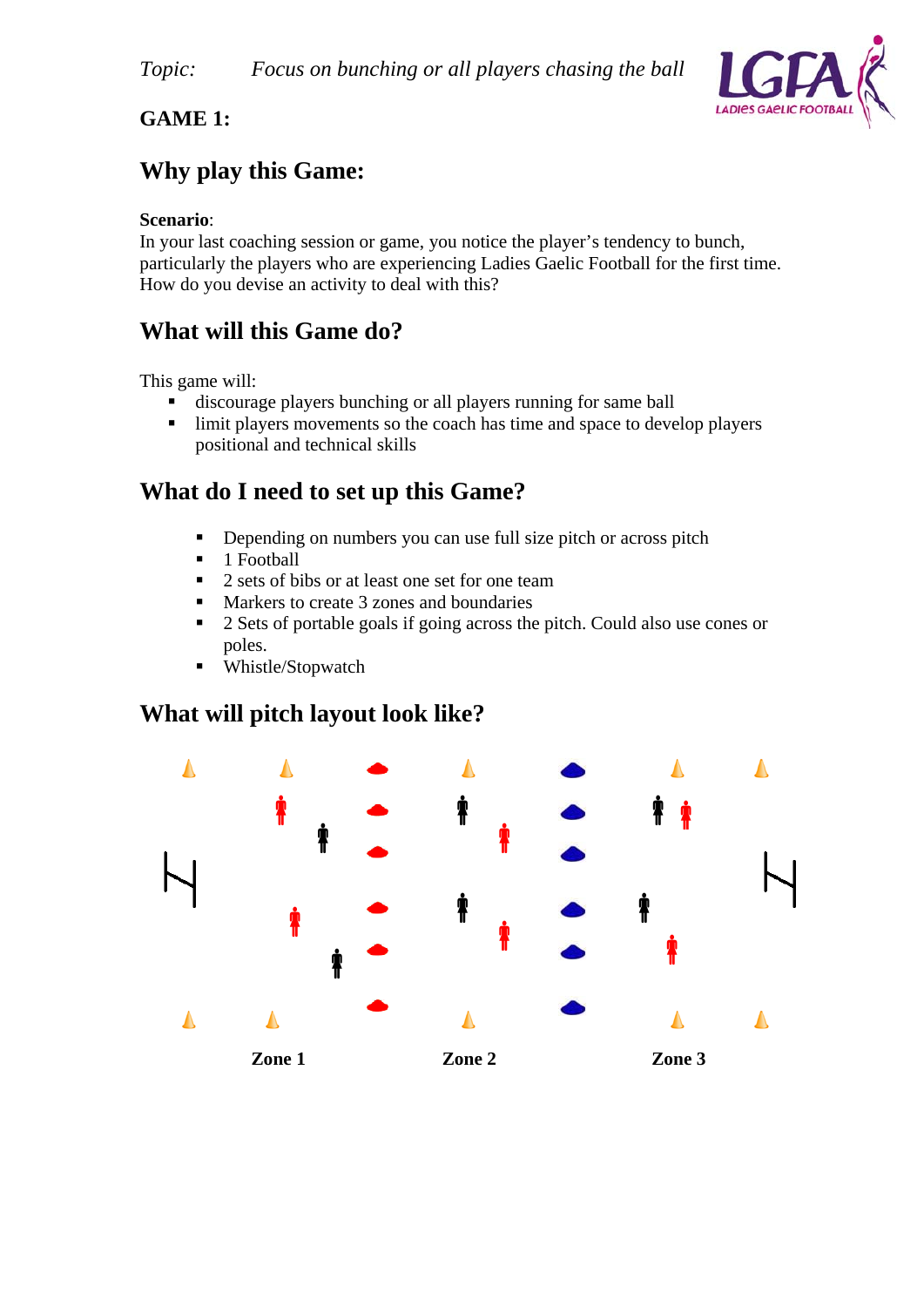*Topic:* *Focus on bunching or all players chasing the ball*

**GAME 1:**

## Why play this Game:

**Scenario**:
In your last coaching session or game, you notice the player's tendency to bunch, particularly the players who are experiencing Ladies Gaelic Football for the first time. How do you devise an activity to deal with this?

## What will this Game do?

This game will:

- discourage players bunching or all players running for same ball
- limit players movements so the coach has time and space to develop players positional and technical skills

## What do I need to set up this Game?

- Depending on numbers you can use full size pitch or across pitch
- 1 Football
- 2 sets of bibs or at least one set for one team
- Markers to create 3 zones and boundaries
- 2 Sets of portable goals if going across the pitch. Could also use cones or poles.
- Whistle/Stopwatch

## What will pitch layout look like?

**Zone 1** **Zone 2** **Zone 3**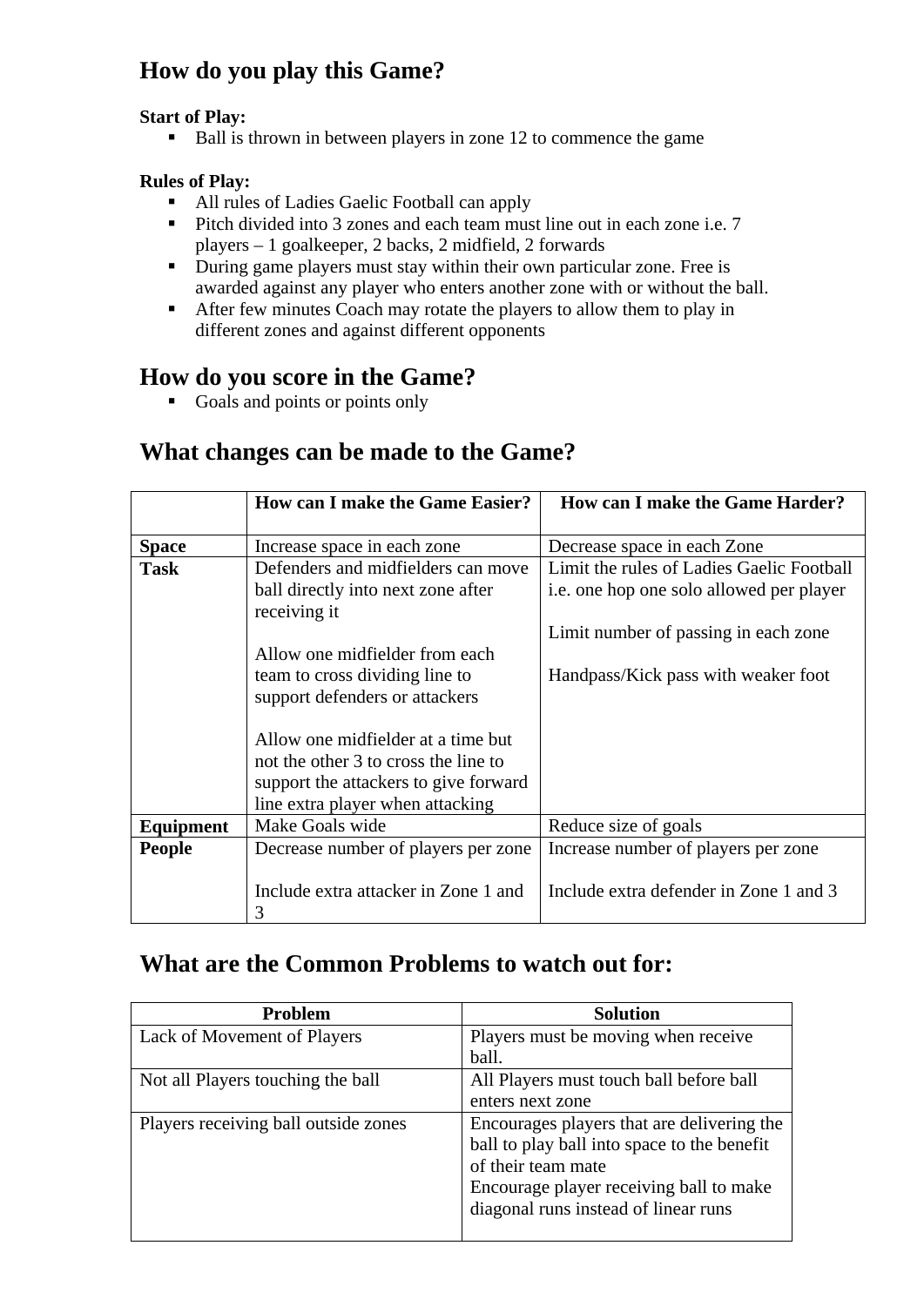## How do you play this Game?

**Start of Play:**

- Ball is thrown in between players in zone 12 to commence the game

**Rules of Play:**

- All rules of Ladies Gaelic Football can apply
- Pitch divided into 3 zones and each team must line out in each zone i.e. 7 players – 1 goalkeeper, 2 backs, 2 midfield, 2 forwards
- During game players must stay within their own particular zone. Free is awarded against any player who enters another zone with or without the ball.
- After few minutes Coach may rotate the players to allow them to play in different zones and against different opponents

## How do you score in the Game?

- Goals and points or points only

## What changes can be made to the Game?

| | **How can I make the Game Easier?** | **How can I make the Game Harder?** |
|---|---|---|
| **Space** | Increase space in each zone | Decrease space in each Zone |
| **Task** | Defenders and midfielders can move ball directly into next zone after receiving it<br><br>Allow one midfielder from each team to cross dividing line to support defenders or attackers<br><br>Allow one midfielder at a time but not the other 3 to cross the line to support the attackers to give forward line extra player when attacking | Limit the rules of Ladies Gaelic Football i.e. one hop one solo allowed per player<br><br>Limit number of passing in each zone<br><br>Handpass/Kick pass with weaker foot |
| **Equipment** | Make Goals wide | Reduce size of goals |
| **People** | Decrease number of players per zone<br><br>Include extra attacker in Zone 1 and 3 | Increase number of players per zone<br><br>Include extra defender in Zone 1 and 3 |

## What are the Common Problems to watch out for:

| Problem | Solution |
|---|---|
| Lack of Movement of Players | Players must be moving when receive ball. |
| Not all Players touching the ball | All Players must touch ball before ball enters next zone |
| Players receiving ball outside zones | Encourages players that are delivering the ball to play ball into space to the benefit of their team mate<br>Encourage player receiving ball to make diagonal runs instead of linear runs |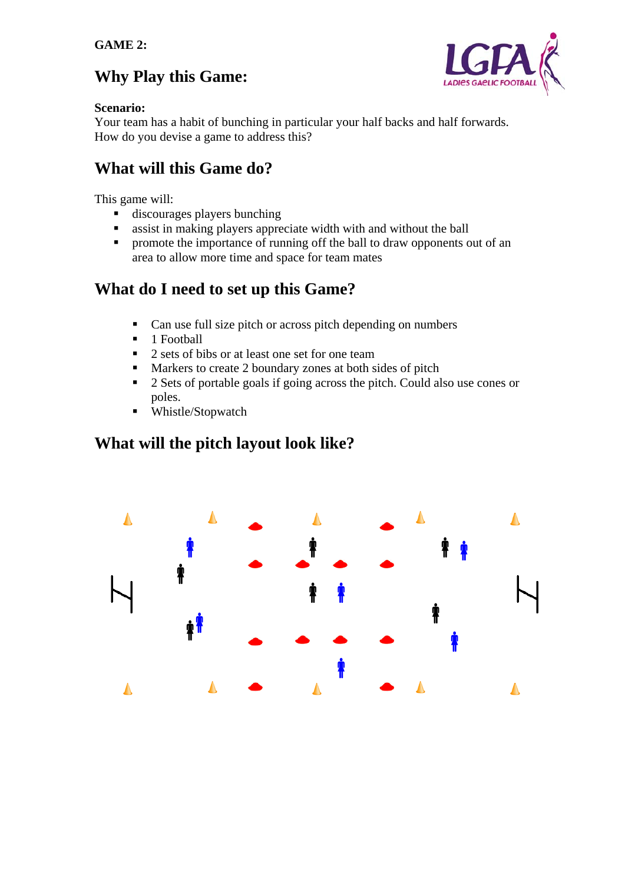**GAME 2:**

## Why Play this Game:

**Scenario:**
Your team has a habit of bunching in particular your half backs and half forwards.
How do you devise a game to address this?

## What will this Game do?

This game will:

- discourages players bunching
- assist in making players appreciate width with and without the ball
- promote the importance of running off the ball to draw opponents out of an area to allow more time and space for team mates

## What do I need to set up this Game?

- Can use full size pitch or across pitch depending on numbers
- 1 Football
- 2 sets of bibs or at least one set for one team
- Markers to create 2 boundary zones at both sides of pitch
- 2 Sets of portable goals if going across the pitch. Could also use cones or poles.
- Whistle/Stopwatch

## What will the pitch layout look like?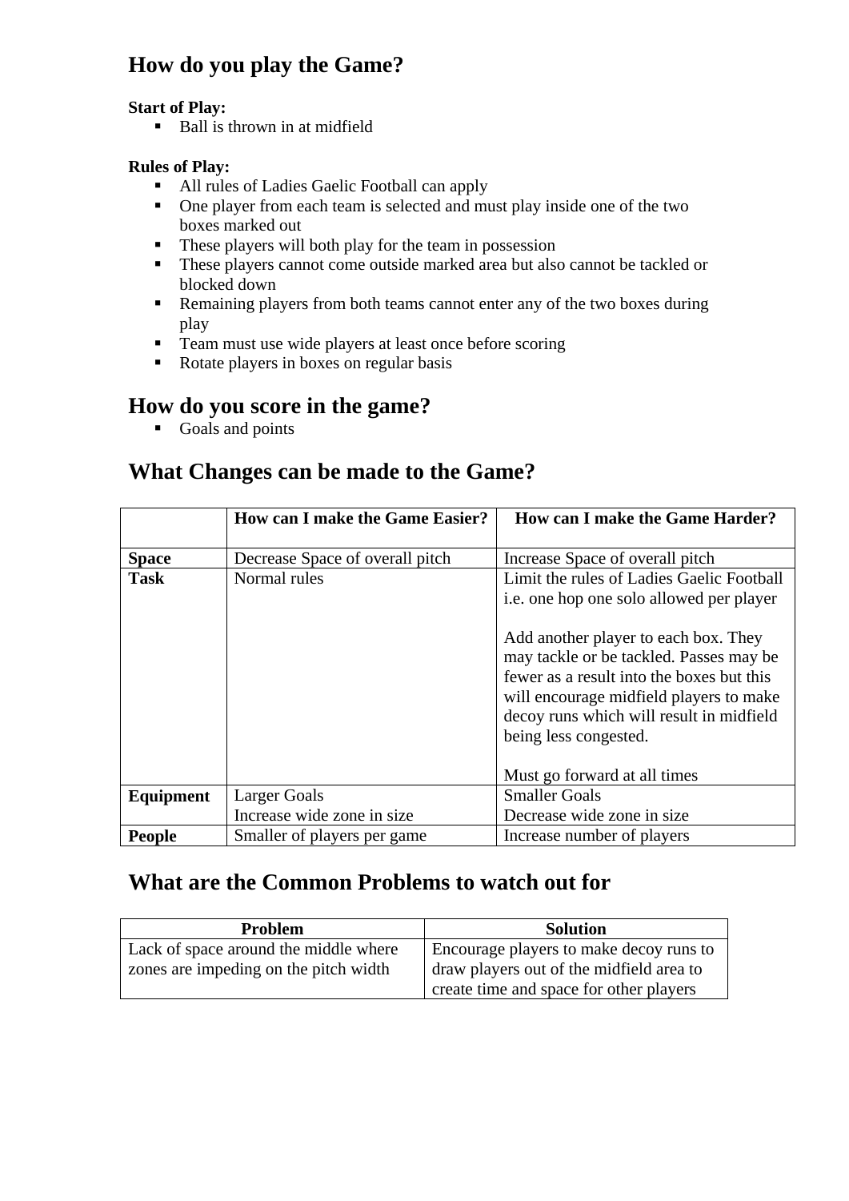## How do you play the Game?

**Start of Play:**

- Ball is thrown in at midfield

**Rules of Play:**

- All rules of Ladies Gaelic Football can apply
- One player from each team is selected and must play inside one of the two boxes marked out
- These players will both play for the team in possession
- These players cannot come outside marked area but also cannot be tackled or blocked down
- Remaining players from both teams cannot enter any of the two boxes during play
- Team must use wide players at least once before scoring
- Rotate players in boxes on regular basis

## How do you score in the game?

- Goals and points

## What Changes can be made to the Game?

| | How can I make the Game Easier? | How can I make the Game Harder? |
|---|---|---|
| **Space** | Decrease Space of overall pitch | Increase Space of overall pitch |
| **Task** | Normal rules | Limit the rules of Ladies Gaelic Football i.e. one hop one solo allowed per player<br><br>Add another player to each box. They may tackle or be tackled. Passes may be fewer as a result into the boxes but this will encourage midfield players to make decoy runs which will result in midfield being less congested.<br><br>Must go forward at all times |
| **Equipment** | Larger Goals<br>Increase wide zone in size | Smaller Goals<br>Decrease wide zone in size |
| **People** | Smaller of players per game | Increase number of players |

## What are the Common Problems to watch out for

| Problem | Solution |
|---|---|
| Lack of space around the middle where zones are impeding on the pitch width | Encourage players to make decoy runs to draw players out of the midfield area to create time and space for other players |